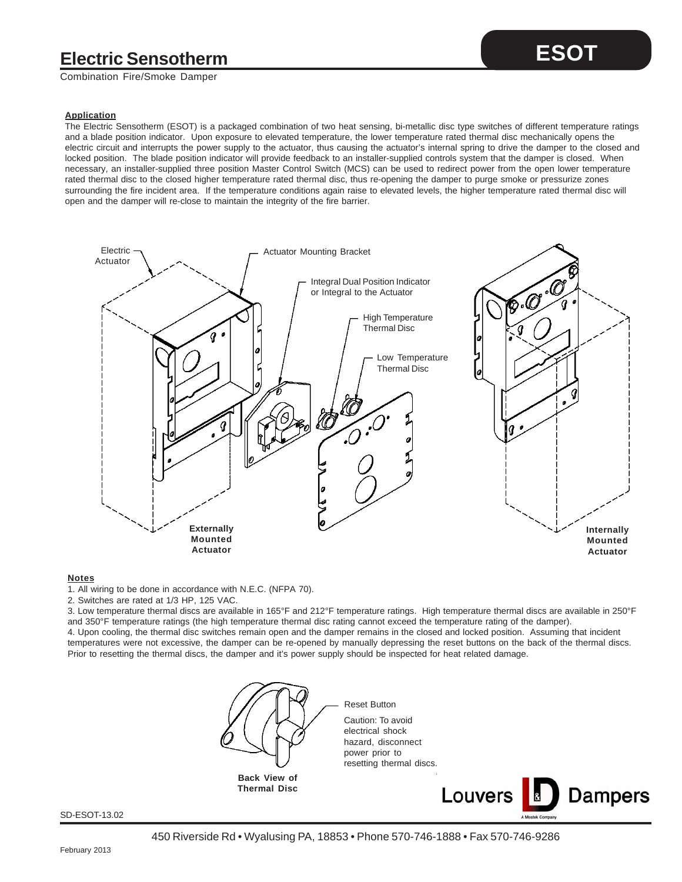# Electric Sensotherm

**ESOT**

Combination Fire/Smoke Damper

**Application**

The Electric Sensotherm (ESOT) is a packaged combination of two heat sensing, bi-metallic disc type switches of different temperature ratings and a blade position indicator. Upon exposure to elevated temperature, the lower temperature rated thermal disc mechanically opens the electric circuit and interrupts the power supply to the actuator, thus causing the actuator's internal spring to drive the damper to the closed and locked position. The blade position indicator will provide feedback to an installer-supplied controls system that the damper is closed. When necessary, an installer-supplied three position Master Control Switch (MCS) can be used to redirect power from the open lower temperature rated thermal disc to the closed higher temperature rated thermal disc, thus re-opening the damper to purge smoke or pressurize zones surrounding the fire incident area. If the temperature conditions again raise to elevated levels, the higher temperature rated thermal disc will open and the damper will re-close to maintain the integrity of the fire barrier.

Electric Actuator

Actuator Mounting Bracket

Integral Dual Position Indicator or Integral to the Actuator

High Temperature Thermal Disc

Low Temperature Thermal Disc

**Externally Mounted Actuator**

**Internally Mounted Actuator**

**Notes**

1. All wiring to be done in accordance with N.E.C. (NFPA 70).
2. Switches are rated at 1/3 HP, 125 VAC.
3. Low temperature thermal discs are available in 165°F and 212°F temperature ratings. High temperature thermal discs are available in 250°F and 350°F temperature ratings (the high temperature thermal disc rating cannot exceed the temperature rating of the damper).
4. Upon cooling, the thermal disc switches remain open and the damper remains in the closed and locked position. Assuming that incident temperatures were not excessive, the damper can be re-opened by manually depressing the reset buttons on the back of the thermal discs. Prior to resetting the thermal discs, the damper and it's power supply should be inspected for heat related damage.

Reset Button

Caution: To avoid electrical shock hazard, disconnect power prior to resetting thermal discs.

**Back View of Thermal Disc**

Louvers & Dampers

SD-ESOT-13.02

450 Riverside Rd • Wyalusing PA, 18853 • Phone 570-746-1888 • Fax 570-746-9286

February 2013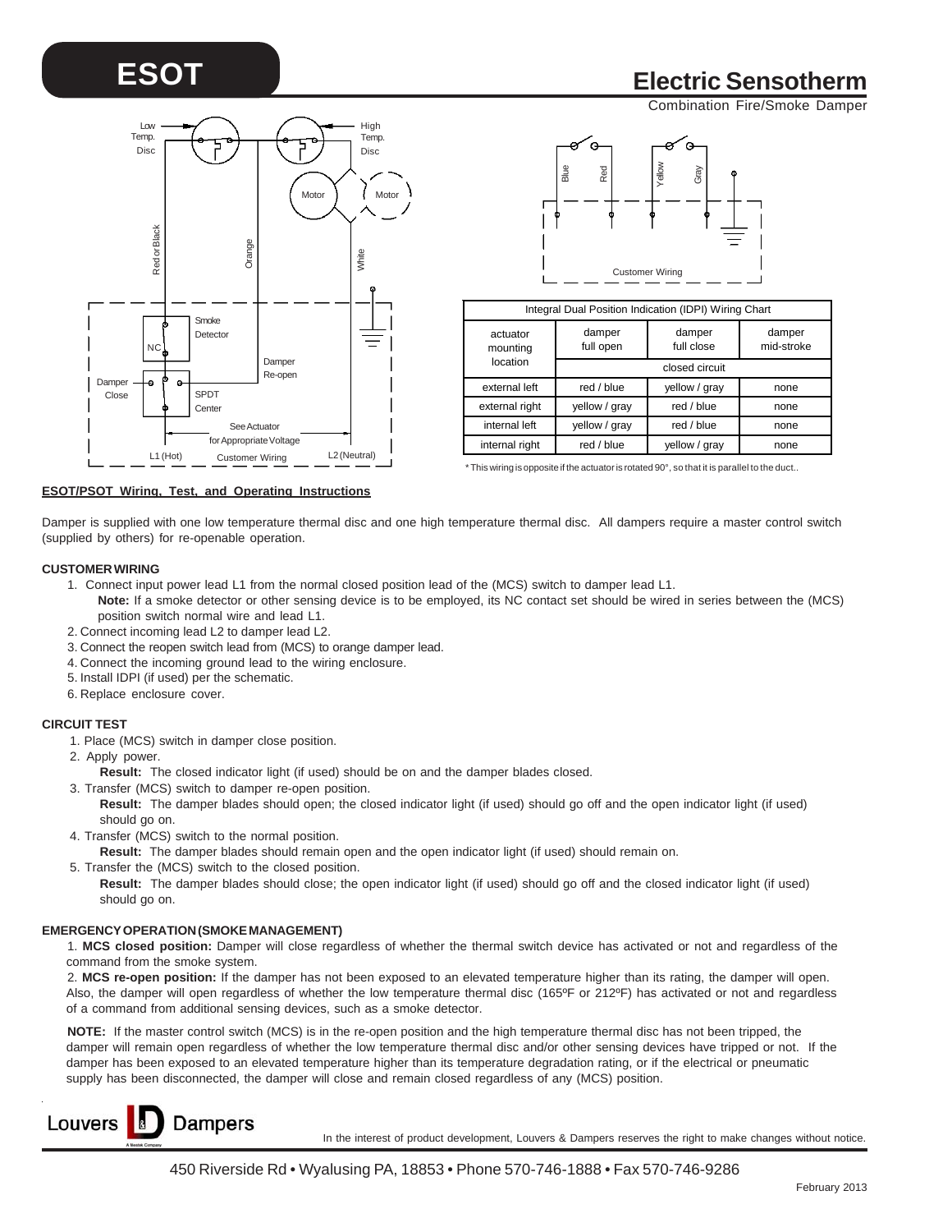# ESOT

## Electric Sensotherm

Combination Fire/Smoke Damper

Low Temp. Disc
High Temp. Disc
Motor
Motor
Red or Black
Orange
White
Smoke Detector
NC
Damper Re-open
Damper Close
SPDT Center
See Actuator for Appropriate Voltage
L1 (Hot)
Customer Wiring
L2 (Neutral)

Blue
Red
Yellow
Gray
Customer Wiring

| Integral Dual Position Indication (IDPI) Wiring Chart | | | |
|---|---|---|---|
| actuator mounting location | damper full open | damper full close | damper mid-stroke |
| | closed circuit | | |
| external left | red / blue | yellow / gray | none |
| external right | yellow / gray | red / blue | none |
| internal left | yellow / gray | red / blue | none |
| internal right | red / blue | yellow / gray | none |

* This wiring is opposite if the actuator is rotated 90°, so that it is parallel to the duct..

**ESOT/PSOT Wiring, Test, and Operating Instructions**

Damper is supplied with one low temperature thermal disc and one high temperature thermal disc. All dampers require a master control switch (supplied by others) for re-openable operation.

### CUSTOMER WIRING

1. Connect input power lead L1 from the normal closed position lead of the (MCS) switch to damper lead L1.
   **Note:** If a smoke detector or other sensing device is to be employed, its NC contact set should be wired in series between the (MCS) position switch normal wire and lead L1.
2. Connect incoming lead L2 to damper lead L2.
3. Connect the reopen switch lead from (MCS) to orange damper lead.
4. Connect the incoming ground lead to the wiring enclosure.
5. Install IDPI (if used) per the schematic.
6. Replace enclosure cover.

### CIRCUIT TEST

1. Place (MCS) switch in damper close position.
2. Apply power.
   **Result:** The closed indicator light (if used) should be on and the damper blades closed.
3. Transfer (MCS) switch to damper re-open position.
   **Result:** The damper blades should open; the closed indicator light (if used) should go off and the open indicator light (if used) should go on.
4. Transfer (MCS) switch to the normal position.
   **Result:** The damper blades should remain open and the open indicator light (if used) should remain on.
5. Transfer the (MCS) switch to the closed position.
   **Result:** The damper blades should close; the open indicator light (if used) should go off and the closed indicator light (if used) should go on.

### EMERGENCY OPERATION (SMOKE MANAGEMENT)

1. **MCS closed position:** Damper will close regardless of whether the thermal switch device has activated or not and regardless of the command from the smoke system.
2. **MCS re-open position:** If the damper has not been exposed to an elevated temperature higher than its rating, the damper will open. Also, the damper will open regardless of whether the low temperature thermal disc (165ºF or 212ºF) has activated or not and regardless of a command from additional sensing devices, such as a smoke detector.

**NOTE:** If the master control switch (MCS) is in the re-open position and the high temperature thermal disc has not been tripped, the damper will remain open regardless of whether the low temperature thermal disc and/or other sensing devices have tripped or not. If the damper has been exposed to an elevated temperature higher than its temperature degradation rating, or if the electrical or pneumatic supply has been disconnected, the damper will close and remain closed regardless of any (MCS) position.

Louvers & Dampers

In the interest of product development, Louvers & Dampers reserves the right to make changes without notice.

450 Riverside Rd • Wyalusing PA, 18853 • Phone 570-746-1888 • Fax 570-746-9286

February 2013